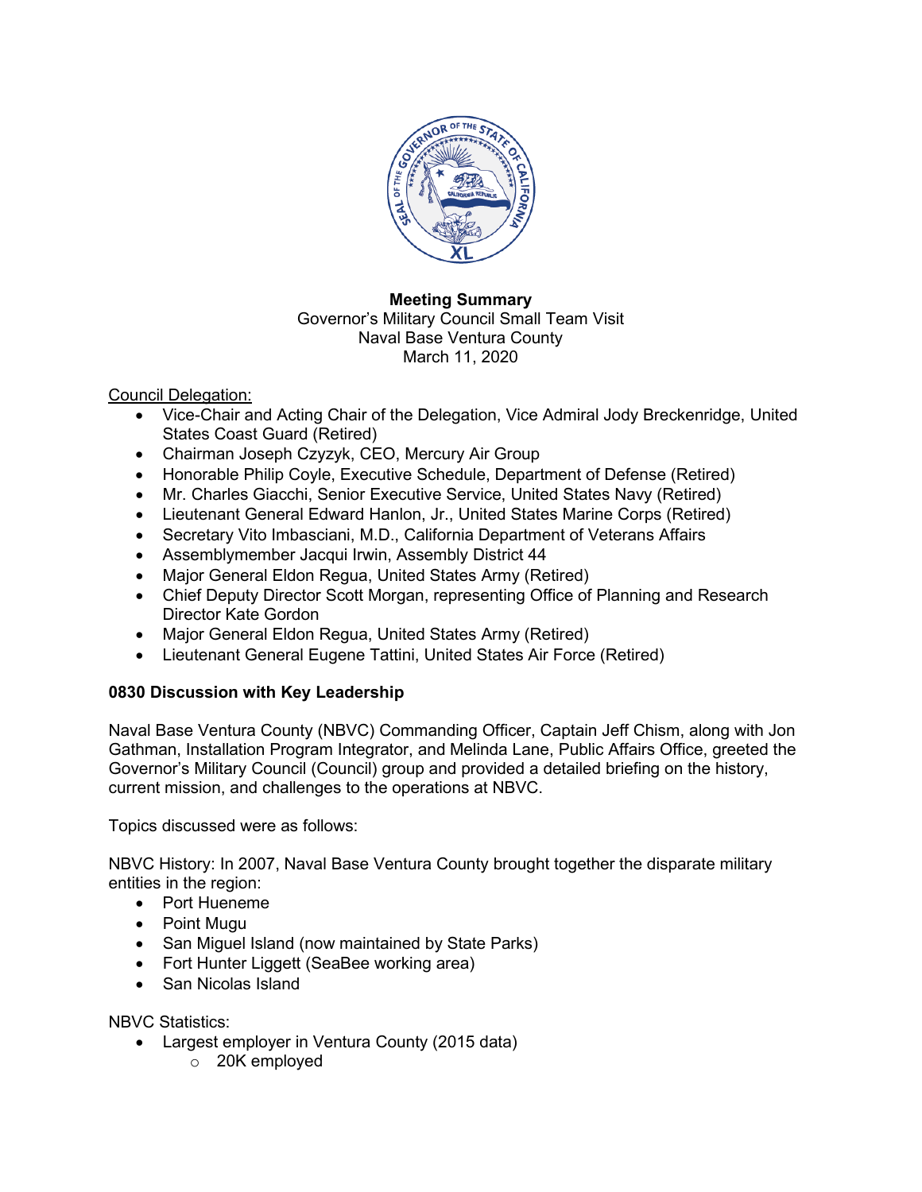**Meeting Summary**
Governor's Military Council Small Team Visit
Naval Base Ventura County
March 11, 2020

Council Delegation:

- Vice-Chair and Acting Chair of the Delegation, Vice Admiral Jody Breckenridge, United States Coast Guard (Retired)
- Chairman Joseph Czyzyk, CEO, Mercury Air Group
- Honorable Philip Coyle, Executive Schedule, Department of Defense (Retired)
- Mr. Charles Giacchi, Senior Executive Service, United States Navy (Retired)
- Lieutenant General Edward Hanlon, Jr., United States Marine Corps (Retired)
- Secretary Vito Imbasciani, M.D., California Department of Veterans Affairs
- Assemblymember Jacqui Irwin, Assembly District 44
- Major General Eldon Regua, United States Army (Retired)
- Chief Deputy Director Scott Morgan, representing Office of Planning and Research Director Kate Gordon
- Major General Eldon Regua, United States Army (Retired)
- Lieutenant General Eugene Tattini, United States Air Force (Retired)

**0830 Discussion with Key Leadership**

Naval Base Ventura County (NBVC) Commanding Officer, Captain Jeff Chism, along with Jon Gathman, Installation Program Integrator, and Melinda Lane, Public Affairs Office, greeted the Governor's Military Council (Council) group and provided a detailed briefing on the history, current mission, and challenges to the operations at NBVC.

Topics discussed were as follows:

NBVC History: In 2007, Naval Base Ventura County brought together the disparate military entities in the region:

- Port Hueneme
- Point Mugu
- San Miguel Island (now maintained by State Parks)
- Fort Hunter Liggett (SeaBee working area)
- San Nicolas Island

NBVC Statistics:

- Largest employer in Ventura County (2015 data)
  - 20K employed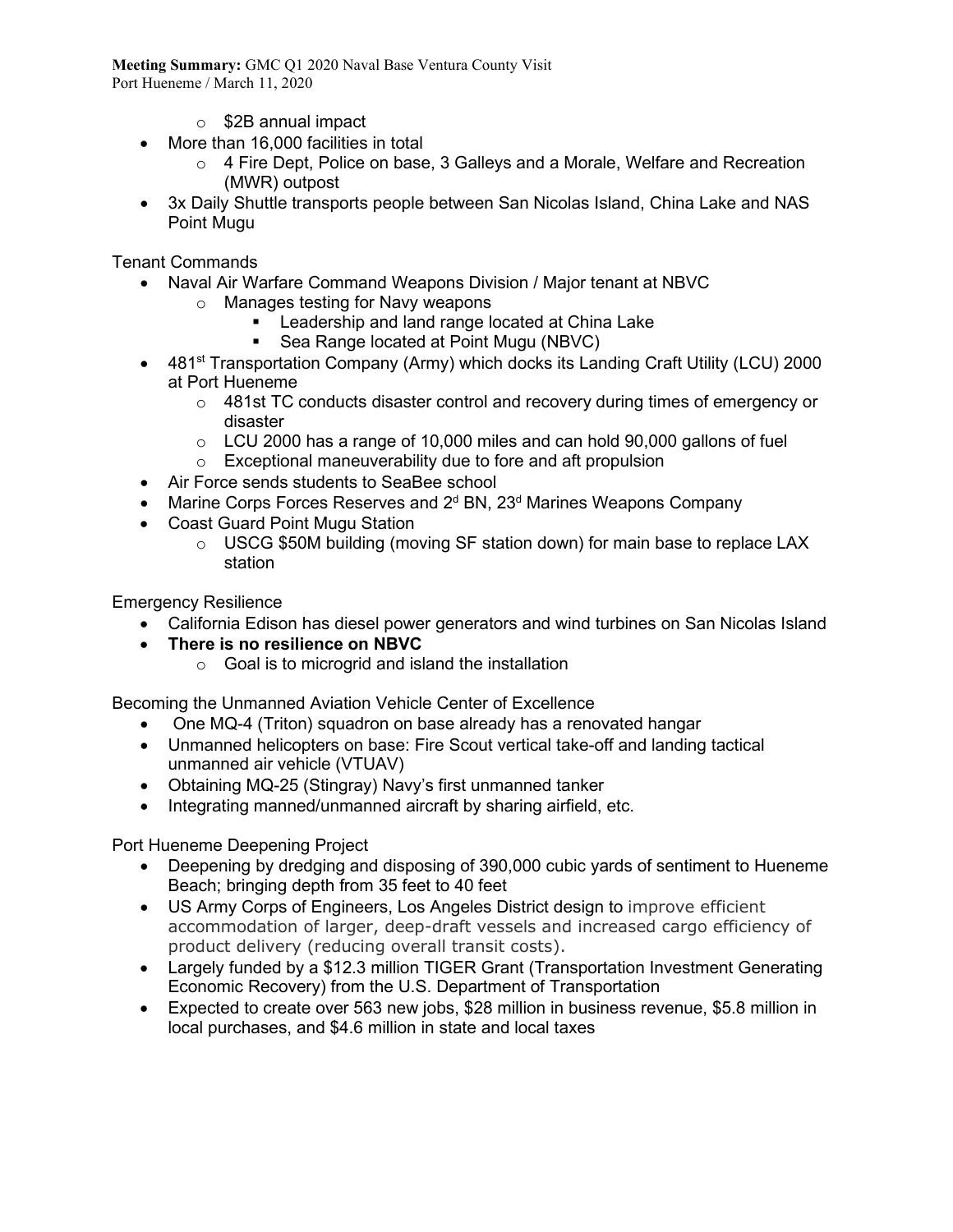- $2B annual impact
- More than 16,000 facilities in total
  - 4 Fire Dept, Police on base, 3 Galleys and a Morale, Welfare and Recreation (MWR) outpost
- 3x Daily Shuttle transports people between San Nicolas Island, China Lake and NAS Point Mugu

Tenant Commands

- Naval Air Warfare Command Weapons Division / Major tenant at NBVC
  - Manages testing for Navy weapons
    - Leadership and land range located at China Lake
    - Sea Range located at Point Mugu (NBVC)
- 481st Transportation Company (Army) which docks its Landing Craft Utility (LCU) 2000 at Port Hueneme
  - 481st TC conducts disaster control and recovery during times of emergency or disaster
  - LCU 2000 has a range of 10,000 miles and can hold 90,000 gallons of fuel
  - Exceptional maneuverability due to fore and aft propulsion
- Air Force sends students to SeaBee school
- Marine Corps Forces Reserves and 2d BN, 23d Marines Weapons Company
- Coast Guard Point Mugu Station
  - USCG $50M building (moving SF station down) for main base to replace LAX station

Emergency Resilience

- California Edison has diesel power generators and wind turbines on San Nicolas Island
- **There is no resilience on NBVC**
  - Goal is to microgrid and island the installation

Becoming the Unmanned Aviation Vehicle Center of Excellence

- One MQ-4 (Triton) squadron on base already has a renovated hangar
- Unmanned helicopters on base: Fire Scout vertical take-off and landing tactical unmanned air vehicle (VTUAV)
- Obtaining MQ-25 (Stingray) Navy's first unmanned tanker
- Integrating manned/unmanned aircraft by sharing airfield, etc.

Port Hueneme Deepening Project

- Deepening by dredging and disposing of 390,000 cubic yards of sentiment to Hueneme Beach; bringing depth from 35 feet to 40 feet
- US Army Corps of Engineers, Los Angeles District design to improve efficient accommodation of larger, deep-draft vessels and increased cargo efficiency of product delivery (reducing overall transit costs).
- Largely funded by a $12.3 million TIGER Grant (Transportation Investment Generating Economic Recovery) from the U.S. Department of Transportation
- Expected to create over 563 new jobs, $28 million in business revenue, $5.8 million in local purchases, and $4.6 million in state and local taxes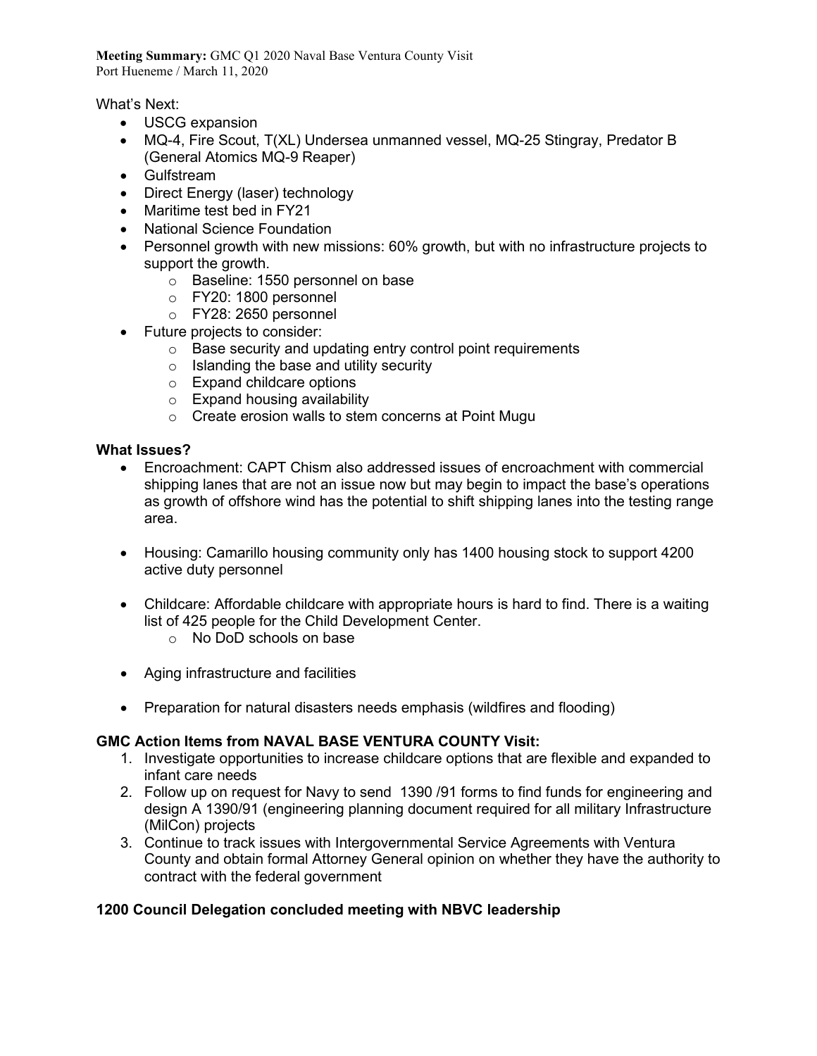What's Next:

- USCG expansion
- MQ-4, Fire Scout, T(XL) Undersea unmanned vessel, MQ-25 Stingray, Predator B (General Atomics MQ-9 Reaper)
- Gulfstream
- Direct Energy (laser) technology
- Maritime test bed in FY21
- National Science Foundation
- Personnel growth with new missions: 60% growth, but with no infrastructure projects to support the growth.
  - Baseline: 1550 personnel on base
  - FY20: 1800 personnel
  - FY28: 2650 personnel
- Future projects to consider:
  - Base security and updating entry control point requirements
  - Islanding the base and utility security
  - Expand childcare options
  - Expand housing availability
  - Create erosion walls to stem concerns at Point Mugu

**What Issues?**

- Encroachment: CAPT Chism also addressed issues of encroachment with commercial shipping lanes that are not an issue now but may begin to impact the base's operations as growth of offshore wind has the potential to shift shipping lanes into the testing range area.

- Housing: Camarillo housing community only has 1400 housing stock to support 4200 active duty personnel

- Childcare: Affordable childcare with appropriate hours is hard to find. There is a waiting list of 425 people for the Child Development Center.
  - No DoD schools on base

- Aging infrastructure and facilities

- Preparation for natural disasters needs emphasis (wildfires and flooding)

**GMC Action Items from NAVAL BASE VENTURA COUNTY Visit:**

1. Investigate opportunities to increase childcare options that are flexible and expanded to infant care needs
2. Follow up on request for Navy to send 1390 /91 forms to find funds for engineering and design A 1390/91 (engineering planning document required for all military Infrastructure (MilCon) projects
3. Continue to track issues with Intergovernmental Service Agreements with Ventura County and obtain formal Attorney General opinion on whether they have the authority to contract with the federal government

**1200 Council Delegation concluded meeting with NBVC leadership**